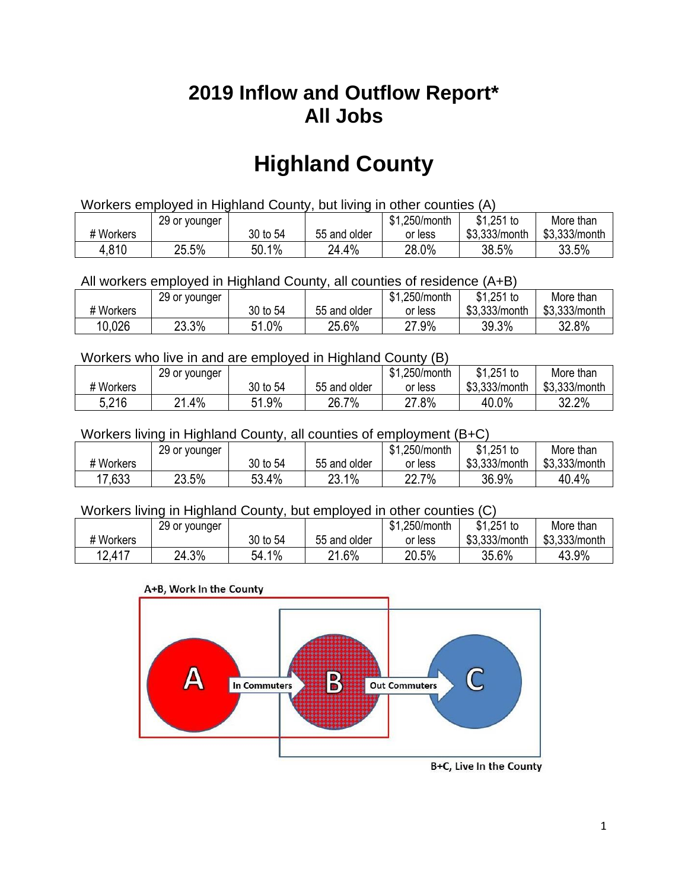# 2019 Inflow and Outflow Report*
# All Jobs

# Highland County

Workers employed in Highland County, but living in other counties (A)

| # Workers | 29 or younger | 30 to 54 | 55 and older | $1,250/month or less | $1,251 to $3,333/month | More than $3,333/month |
|---|---|---|---|---|---|---|
| 4,810 | 25.5% | 50.1% | 24.4% | 28.0% | 38.5% | 33.5% |

All workers employed in Highland County, all counties of residence (A+B)

| # Workers | 29 or younger | 30 to 54 | 55 and older | $1,250/month or less | $1,251 to $3,333/month | More than $3,333/month |
|---|---|---|---|---|---|---|
| 10,026 | 23.3% | 51.0% | 25.6% | 27.9% | 39.3% | 32.8% |

Workers who live in and are employed in Highland County (B)

| # Workers | 29 or younger | 30 to 54 | 55 and older | $1,250/month or less | $1,251 to $3,333/month | More than $3,333/month |
|---|---|---|---|---|---|---|
| 5,216 | 21.4% | 51.9% | 26.7% | 27.8% | 40.0% | 32.2% |

Workers living in Highland County, all counties of employment (B+C)

| # Workers | 29 or younger | 30 to 54 | 55 and older | $1,250/month or less | $1,251 to $3,333/month | More than $3,333/month |
|---|---|---|---|---|---|---|
| 17,633 | 23.5% | 53.4% | 23.1% | 22.7% | 36.9% | 40.4% |

Workers living in Highland County, but employed in other counties (C)

| # Workers | 29 or younger | 30 to 54 | 55 and older | $1,250/month or less | $1,251 to $3,333/month | More than $3,333/month |
|---|---|---|---|---|---|---|
| 12,417 | 24.3% | 54.1% | 21.6% | 20.5% | 35.6% | 43.9% |

A+B, Work In the County

A → In Commuters → B → Out Commuters → C

B+C, Live In the County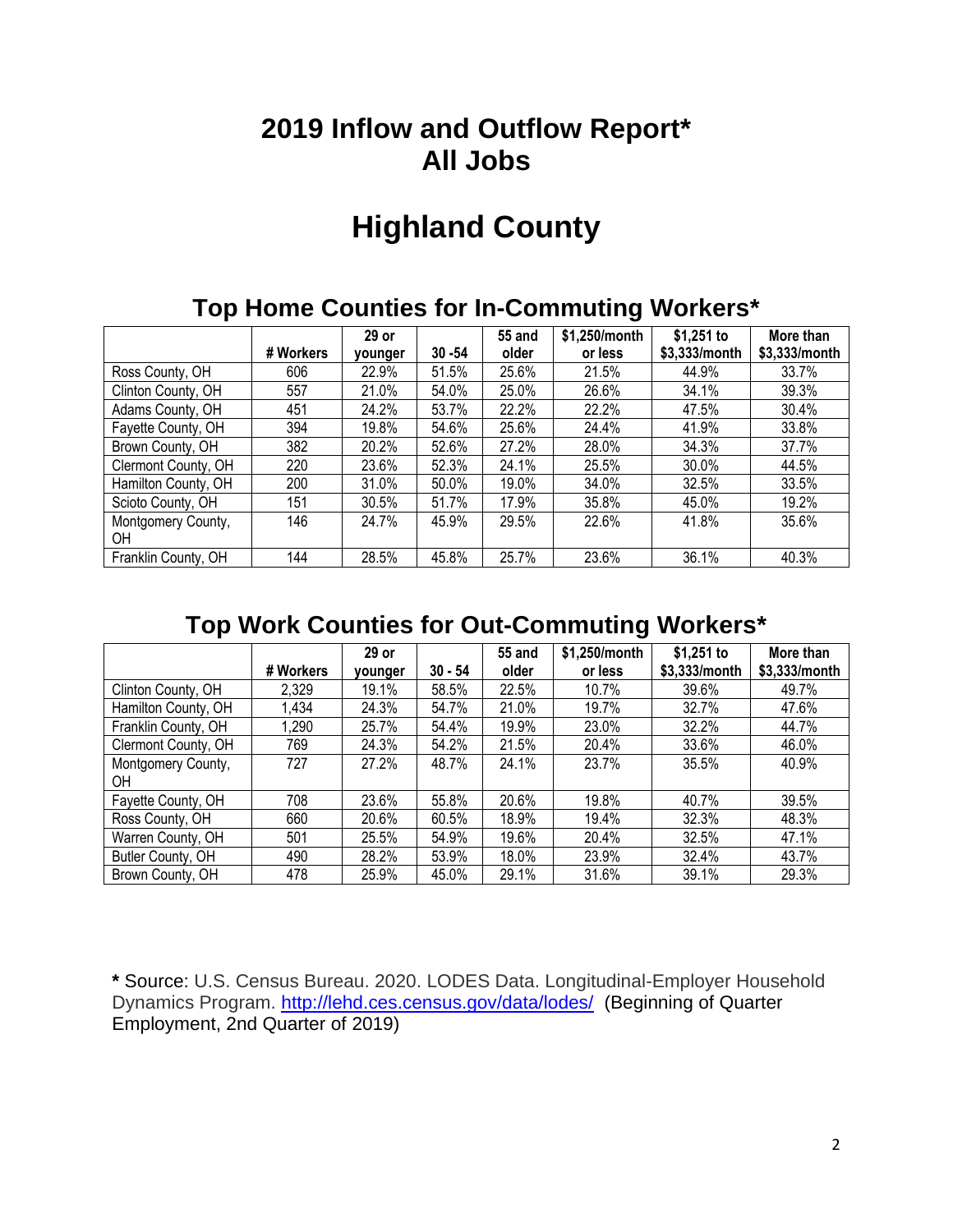# 2019 Inflow and Outflow Report*
# All Jobs

# Highland County

## Top Home Counties for In-Commuting Workers*

| | # Workers | 29 or younger | 30 -54 | 55 and older | $1,250/month or less | $1,251 to $3,333/month | More than $3,333/month |
|---|---|---|---|---|---|---|---|
| Ross County, OH | 606 | 22.9% | 51.5% | 25.6% | 21.5% | 44.9% | 33.7% |
| Clinton County, OH | 557 | 21.0% | 54.0% | 25.0% | 26.6% | 34.1% | 39.3% |
| Adams County, OH | 451 | 24.2% | 53.7% | 22.2% | 22.2% | 47.5% | 30.4% |
| Fayette County, OH | 394 | 19.8% | 54.6% | 25.6% | 24.4% | 41.9% | 33.8% |
| Brown County, OH | 382 | 20.2% | 52.6% | 27.2% | 28.0% | 34.3% | 37.7% |
| Clermont County, OH | 220 | 23.6% | 52.3% | 24.1% | 25.5% | 30.0% | 44.5% |
| Hamilton County, OH | 200 | 31.0% | 50.0% | 19.0% | 34.0% | 32.5% | 33.5% |
| Scioto County, OH | 151 | 30.5% | 51.7% | 17.9% | 35.8% | 45.0% | 19.2% |
| Montgomery County, OH | 146 | 24.7% | 45.9% | 29.5% | 22.6% | 41.8% | 35.6% |
| Franklin County, OH | 144 | 28.5% | 45.8% | 25.7% | 23.6% | 36.1% | 40.3% |

## Top Work Counties for Out-Commuting Workers*

| | # Workers | 29 or younger | 30 - 54 | 55 and older | $1,250/month or less | $1,251 to $3,333/month | More than $3,333/month |
|---|---|---|---|---|---|---|---|
| Clinton County, OH | 2,329 | 19.1% | 58.5% | 22.5% | 10.7% | 39.6% | 49.7% |
| Hamilton County, OH | 1,434 | 24.3% | 54.7% | 21.0% | 19.7% | 32.7% | 47.6% |
| Franklin County, OH | 1,290 | 25.7% | 54.4% | 19.9% | 23.0% | 32.2% | 44.7% |
| Clermont County, OH | 769 | 24.3% | 54.2% | 21.5% | 20.4% | 33.6% | 46.0% |
| Montgomery County, OH | 727 | 27.2% | 48.7% | 24.1% | 23.7% | 35.5% | 40.9% |
| Fayette County, OH | 708 | 23.6% | 55.8% | 20.6% | 19.8% | 40.7% | 39.5% |
| Ross County, OH | 660 | 20.6% | 60.5% | 18.9% | 19.4% | 32.3% | 48.3% |
| Warren County, OH | 501 | 25.5% | 54.9% | 19.6% | 20.4% | 32.5% | 47.1% |
| Butler County, OH | 490 | 28.2% | 53.9% | 18.0% | 23.9% | 32.4% | 43.7% |
| Brown County, OH | 478 | 25.9% | 45.0% | 29.1% | 31.6% | 39.1% | 29.3% |

**\*** Source: U.S. Census Bureau. 2020. LODES Data. Longitudinal-Employer Household Dynamics Program. http://lehd.ces.census.gov/data/lodes/ (Beginning of Quarter Employment, 2nd Quarter of 2019)